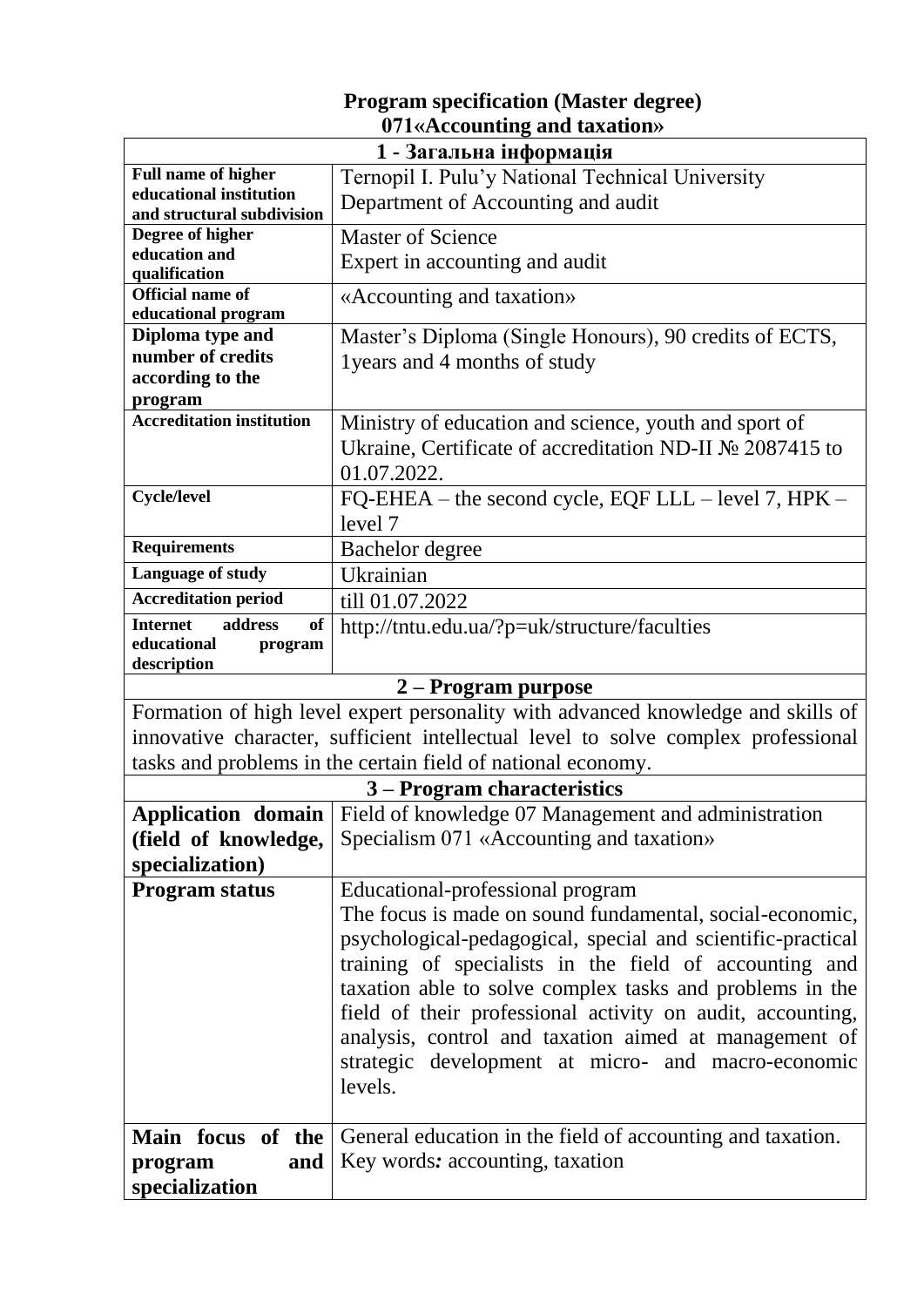# Program specification (Master degree)
## 071«Accounting and taxation»

| 1 - Загальна інформація | |
|---|---|
| **Full name of higher educational institution and structural subdivision** | Ternopil I. Pulu'y National Technical University Department of Accounting and audit |
| **Degree of higher education and qualification** | Master of Science Expert in accounting and audit |
| **Official name of educational program** | «Accounting and taxation» |
| **Diploma type and number of credits according to the program** | Master's Diploma (Single Honours), 90 credits of ECTS, 1years and 4 months of study |
| **Accreditation institution** | Ministry of education and science, youth and sport of Ukraine, Certificate of accreditation ND-II № 2087415 to 01.07.2022. |
| **Cycle/level** | FQ-EHEA – the second cycle, EQF LLL – level 7, HPK – level 7 |
| **Requirements** | Bachelor degree |
| **Language of study** | Ukrainian |
| **Accreditation period** | till 01.07.2022 |
| **Internet address of educational program description** | http://tntu.edu.ua/?p=uk/structure/faculties |
| **2 – Program purpose** | |
| Formation of high level expert personality with advanced knowledge and skills of innovative character, sufficient intellectual level to solve complex professional tasks and problems in the certain field of national economy. | |
| **3 – Program characteristics** | |
| **Application domain (field of knowledge, specialization)** | Field of knowledge 07 Management and administration Specialism 071 «Accounting and taxation» |
| **Program status** | Educational-professional program The focus is made on sound fundamental, social-economic, psychological-pedagogical, special and scientific-practical training of specialists in the field of accounting and taxation able to solve complex tasks and problems in the field of their professional activity on audit, accounting, analysis, control and taxation aimed at management of strategic development at micro- and macro-economic levels. |
| **Main focus of the program and specialization** | General education in the field of accounting and taxation. Key words*:* accounting, taxation |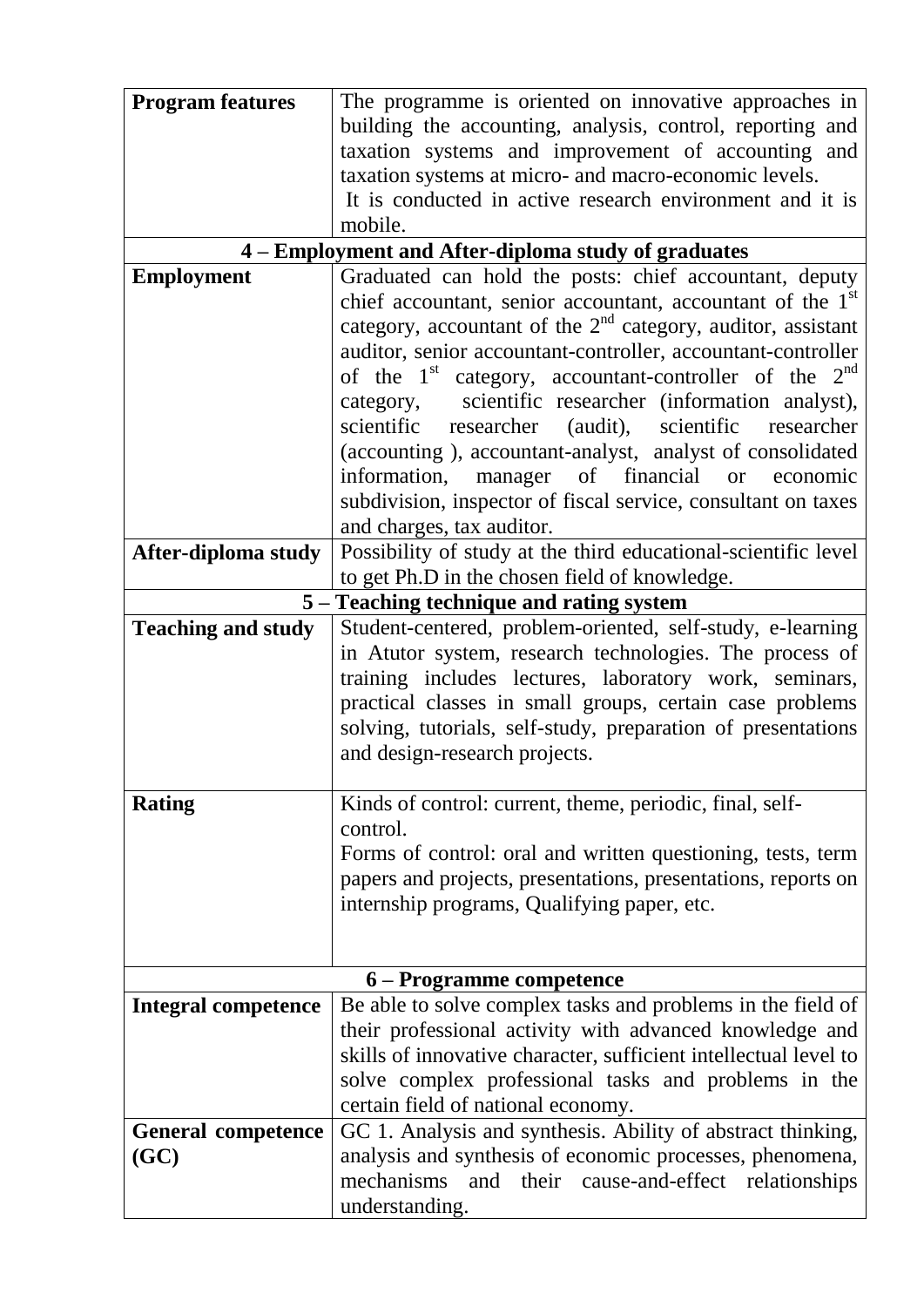| | |
|---|---|
| **Program features** | The programme is oriented on innovative approaches in building the accounting, analysis, control, reporting and taxation systems and improvement of accounting and taxation systems at micro- and macro-economic levels.<br>It is conducted in active research environment and it is mobile. |
| **4 – Employment and After-diploma study of graduates** | |
| **Employment** | Graduated can hold the posts: chief accountant, deputy chief accountant, senior accountant, accountant of the 1st category, accountant of the 2nd category, auditor, assistant auditor, senior accountant-controller, accountant-controller of the 1st category, accountant-controller of the 2nd category, scientific researcher (information analyst), scientific researcher (audit), scientific researcher (accounting ), accountant-analyst, analyst of consolidated information, manager of financial or economic subdivision, inspector of fiscal service, consultant on taxes and charges, tax auditor. |
| **After-diploma study** | Possibility of study at the third educational-scientific level to get Ph.D in the chosen field of knowledge. |
| **5 – Teaching technique and rating system** | |
| **Teaching and study** | Student-centered, problem-oriented, self-study, e-learning in Atutor system, research technologies. The process of training includes lectures, laboratory work, seminars, practical classes in small groups, certain case problems solving, tutorials, self-study, preparation of presentations and design-research projects. |
| **Rating** | Kinds of control: current, theme, periodic, final, self-control.<br>Forms of control: oral and written questioning, tests, term papers and projects, presentations, presentations, reports on internship programs, Qualifying paper, etc. |
| **6 – Programme competence** | |
| **Integral competence** | Be able to solve complex tasks and problems in the field of their professional activity with advanced knowledge and skills of innovative character, sufficient intellectual level to solve complex professional tasks and problems in the certain field of national economy. |
| **General competence (GC)** | GC 1. Analysis and synthesis. Ability of abstract thinking, analysis and synthesis of economic processes, phenomena, mechanisms and their cause-and-effect relationships understanding. |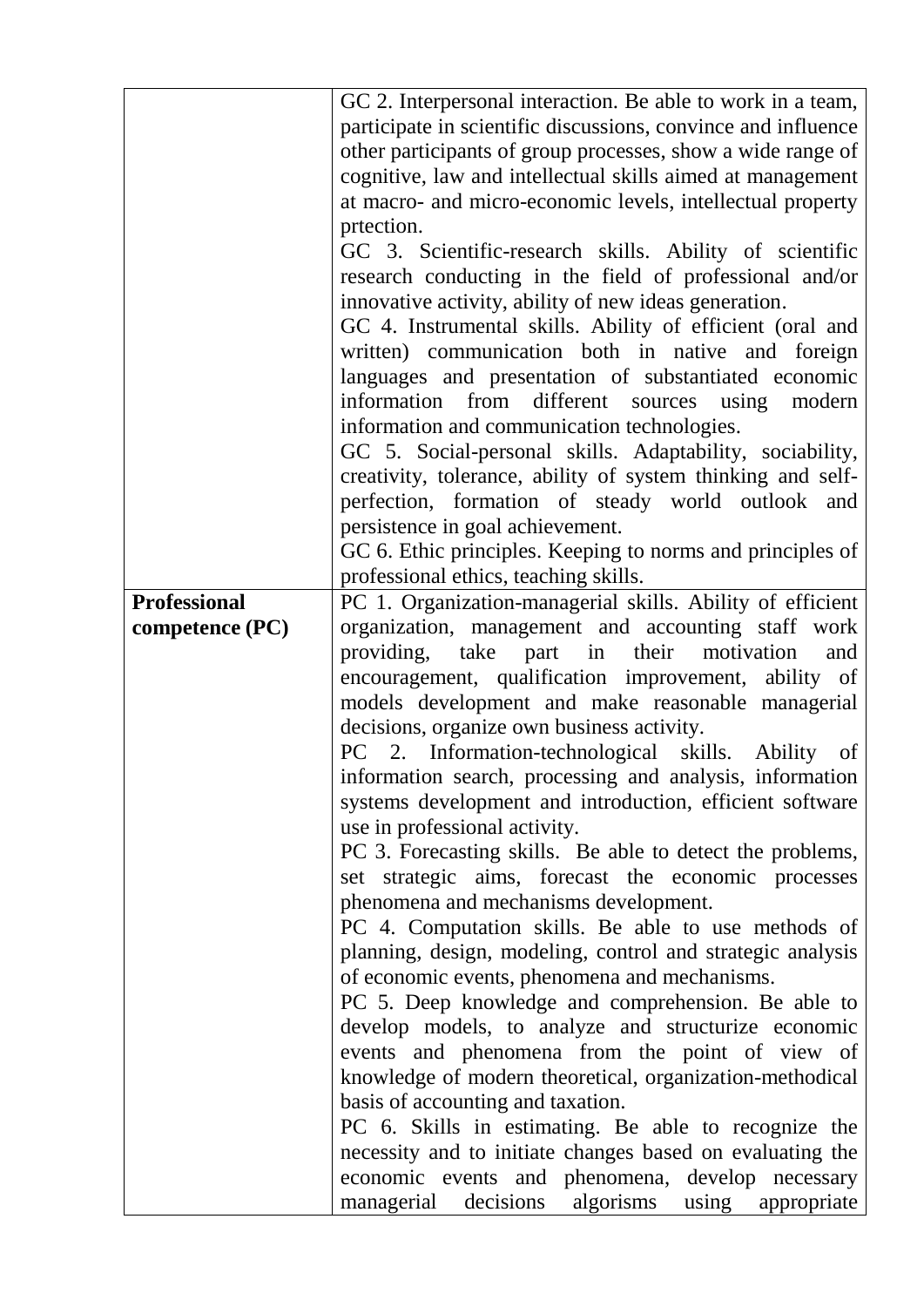| | |
|---|---|
| | GC 2. Interpersonal interaction. Be able to work in a team, participate in scientific discussions, convince and influence other participants of group processes, show a wide range of cognitive, law and intellectual skills aimed at management at macro- and micro-economic levels, intellectual property prtection.<br>GC 3. Scientific-research skills. Ability of scientific research conducting in the field of professional and/or innovative activity, ability of new ideas generation.<br>GC 4. Instrumental skills. Ability of efficient (oral and written) communication both in native and foreign languages and presentation of substantiated economic information from different sources using modern information and communication technologies.<br>GC 5. Social-personal skills. Adaptability, sociability, creativity, tolerance, ability of system thinking and self-perfection, formation of steady world outlook and persistence in goal achievement.<br>GC 6. Ethic principles. Keeping to norms and principles of professional ethics, teaching skills. |
| **Professional competence (PC)** | PC 1. Organization-managerial skills. Ability of efficient organization, management and accounting staff work providing, take part in their motivation and encouragement, qualification improvement, ability of models development and make reasonable managerial decisions, organize own business activity.<br>PC 2. Information-technological skills. Ability of information search, processing and analysis, information systems development and introduction, efficient software use in professional activity.<br>PC 3. Forecasting skills. Be able to detect the problems, set strategic aims, forecast the economic processes phenomena and mechanisms development.<br>PC 4. Computation skills. Be able to use methods of planning, design, modeling, control and strategic analysis of economic events, phenomena and mechanisms.<br>PC 5. Deep knowledge and comprehension. Be able to develop models, to analyze and structurize economic events and phenomena from the point of view of knowledge of modern theoretical, organization-methodical basis of accounting and taxation.<br>PC 6. Skills in estimating. Be able to recognize the necessity and to initiate changes based on evaluating the economic events and phenomena, develop necessary managerial decisions algorisms using appropriate |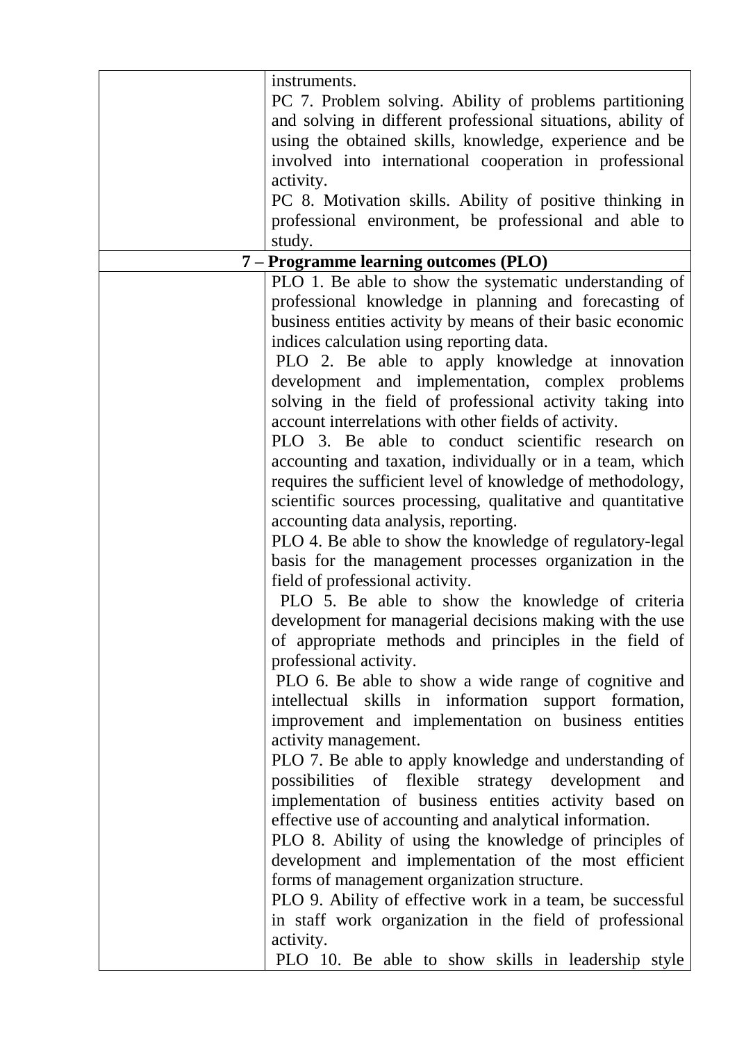| | |
|---|---|
| | instruments.<br>PC 7. Problem solving. Ability of problems partitioning and solving in different professional situations, ability of using the obtained skills, knowledge, experience and be involved into international cooperation in professional activity.<br>PC 8. Motivation skills. Ability of positive thinking in professional environment, be professional and able to study. |
| **7 – Programme learning outcomes (PLO)** | |
| | PLO 1. Be able to show the systematic understanding of professional knowledge in planning and forecasting of business entities activity by means of their basic economic indices calculation using reporting data.<br>PLO 2. Be able to apply knowledge at innovation development and implementation, complex problems solving in the field of professional activity taking into account interrelations with other fields of activity.<br>PLO 3. Be able to conduct scientific research on accounting and taxation, individually or in a team, which requires the sufficient level of knowledge of methodology, scientific sources processing, qualitative and quantitative accounting data analysis, reporting.<br>PLO 4. Be able to show the knowledge of regulatory-legal basis for the management processes organization in the field of professional activity.<br>PLO 5. Be able to show the knowledge of criteria development for managerial decisions making with the use of appropriate methods and principles in the field of professional activity.<br>PLO 6. Be able to show a wide range of cognitive and intellectual skills in information support formation, improvement and implementation on business entities activity management.<br>PLO 7. Be able to apply knowledge and understanding of possibilities of flexible strategy development and implementation of business entities activity based on effective use of accounting and analytical information.<br>PLO 8. Ability of using the knowledge of principles of development and implementation of the most efficient forms of management organization structure.<br>PLO 9. Ability of effective work in a team, be successful in staff work organization in the field of professional activity.<br>PLO 10. Be able to show skills in leadership style |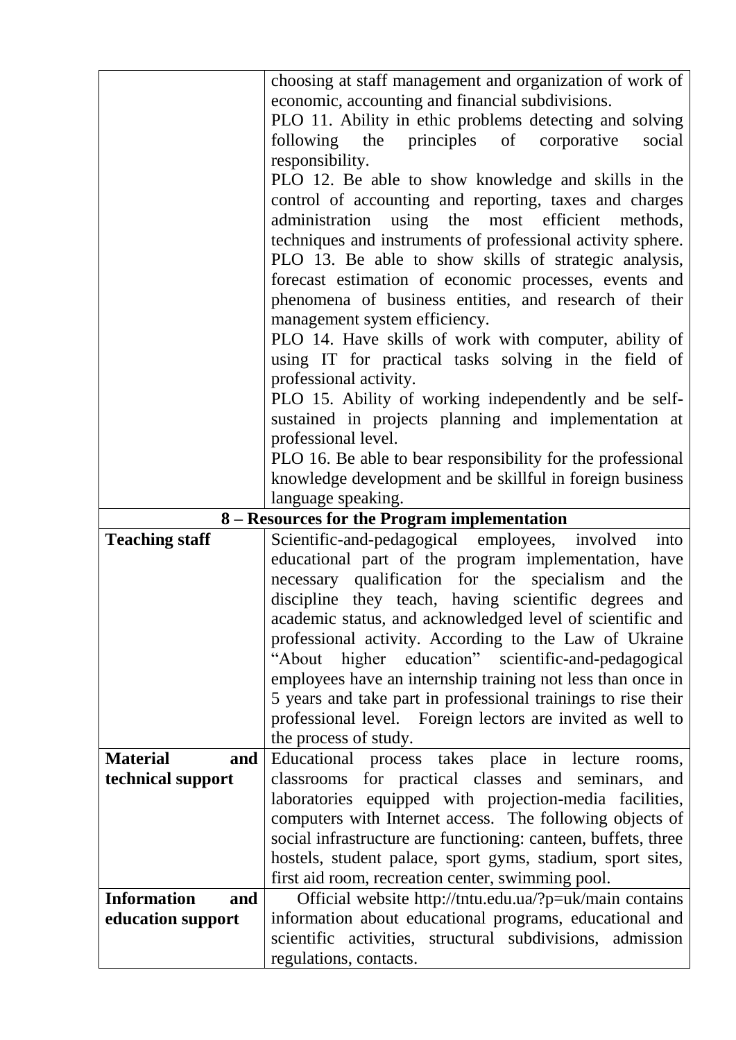| | |
|---|---|
| | choosing at staff management and organization of work of economic, accounting and financial subdivisions. PLO 11. Ability in ethic problems detecting and solving following the principles of corporative social responsibility. PLO 12. Be able to show knowledge and skills in the control of accounting and reporting, taxes and charges administration using the most efficient methods, techniques and instruments of professional activity sphere. PLO 13. Be able to show skills of strategic analysis, forecast estimation of economic processes, events and phenomena of business entities, and research of their management system efficiency. PLO 14. Have skills of work with computer, ability of using IT for practical tasks solving in the field of professional activity. PLO 15. Ability of working independently and be self-sustained in projects planning and implementation at professional level. PLO 16. Be able to bear responsibility for the professional knowledge development and be skillful in foreign business language speaking. |
| **8 – Resources for the Program implementation** | |
| **Teaching staff** | Scientific-and-pedagogical employees, involved into educational part of the program implementation, have necessary qualification for the specialism and the discipline they teach, having scientific degrees and academic status, and acknowledged level of scientific and professional activity. According to the Law of Ukraine "About higher education" scientific-and-pedagogical employees have an internship training not less than once in 5 years and take part in professional trainings to rise their professional level. Foreign lectors are invited as well to the process of study. |
| **Material and technical support** | Educational process takes place in lecture rooms, classrooms for practical classes and seminars, and laboratories equipped with projection-media facilities, computers with Internet access. The following objects of social infrastructure are functioning: canteen, buffets, three hostels, student palace, sport gyms, stadium, sport sites, first aid room, recreation center, swimming pool. |
| **Information and education support** | Official website http://tntu.edu.ua/?p=uk/main contains information about educational programs, educational and scientific activities, structural subdivisions, admission regulations, contacts. |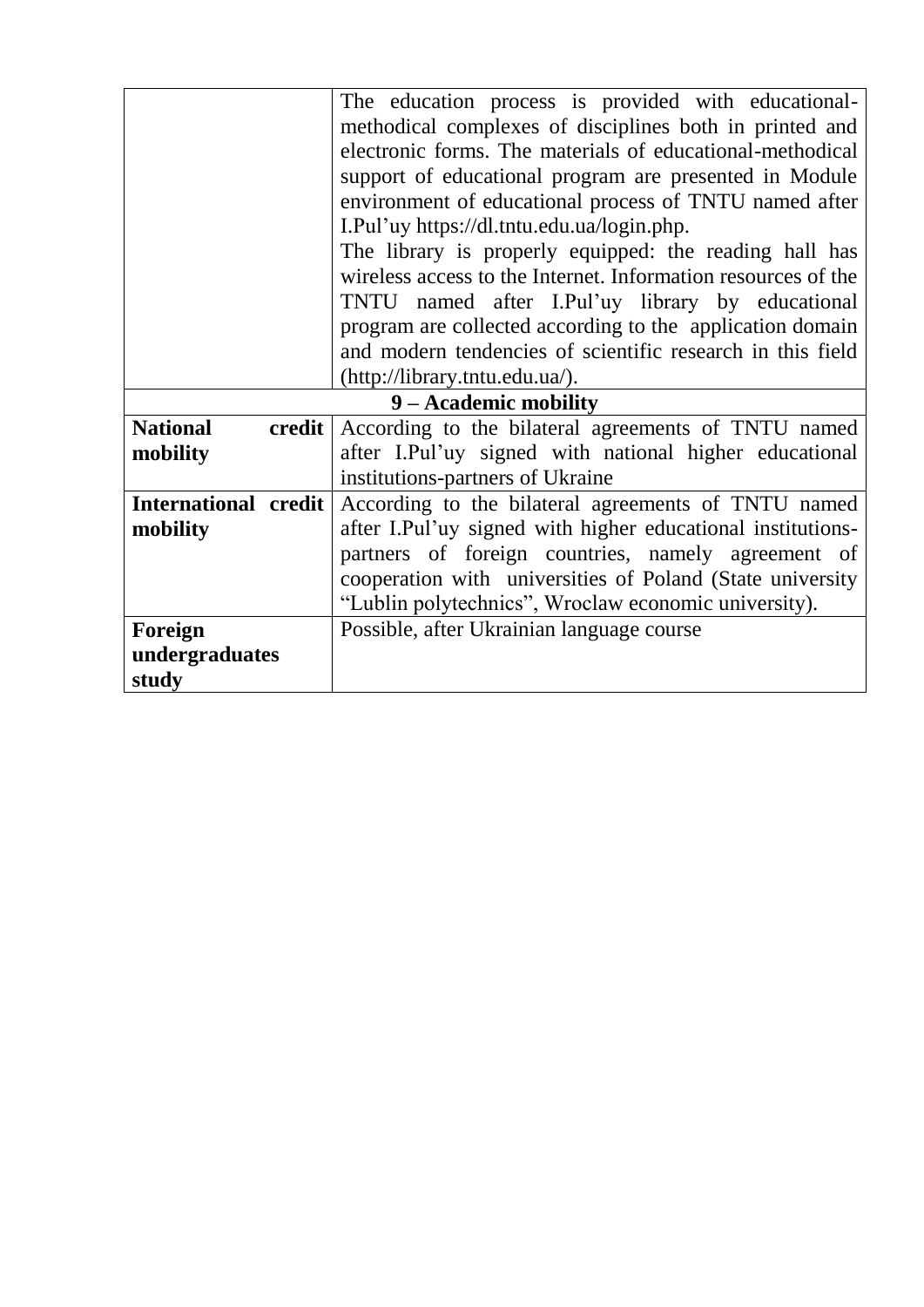| | |
|---|---|
| | The education process is provided with educational-methodical complexes of disciplines both in printed and electronic forms. The materials of educational-methodical support of educational program are presented in Module environment of educational process of TNTU named after I.Pul'uy https://dl.tntu.edu.ua/login.php.<br>The library is properly equipped: the reading hall has wireless access to the Internet. Information resources of the TNTU named after I.Pul'uy library by educational program are collected according to the application domain and modern tendencies of scientific research in this field (http://library.tntu.edu.ua/). |
| **9 – Academic mobility** | |
| **National credit mobility** | According to the bilateral agreements of TNTU named after I.Pul'uy signed with national higher educational institutions-partners of Ukraine |
| **International credit mobility** | According to the bilateral agreements of TNTU named after I.Pul'uy signed with higher educational institutions-partners of foreign countries, namely agreement of cooperation with universities of Poland (State university "Lublin polytechnics", Wroclaw economic university). |
| **Foreign undergraduates study** | Possible, after Ukrainian language course |